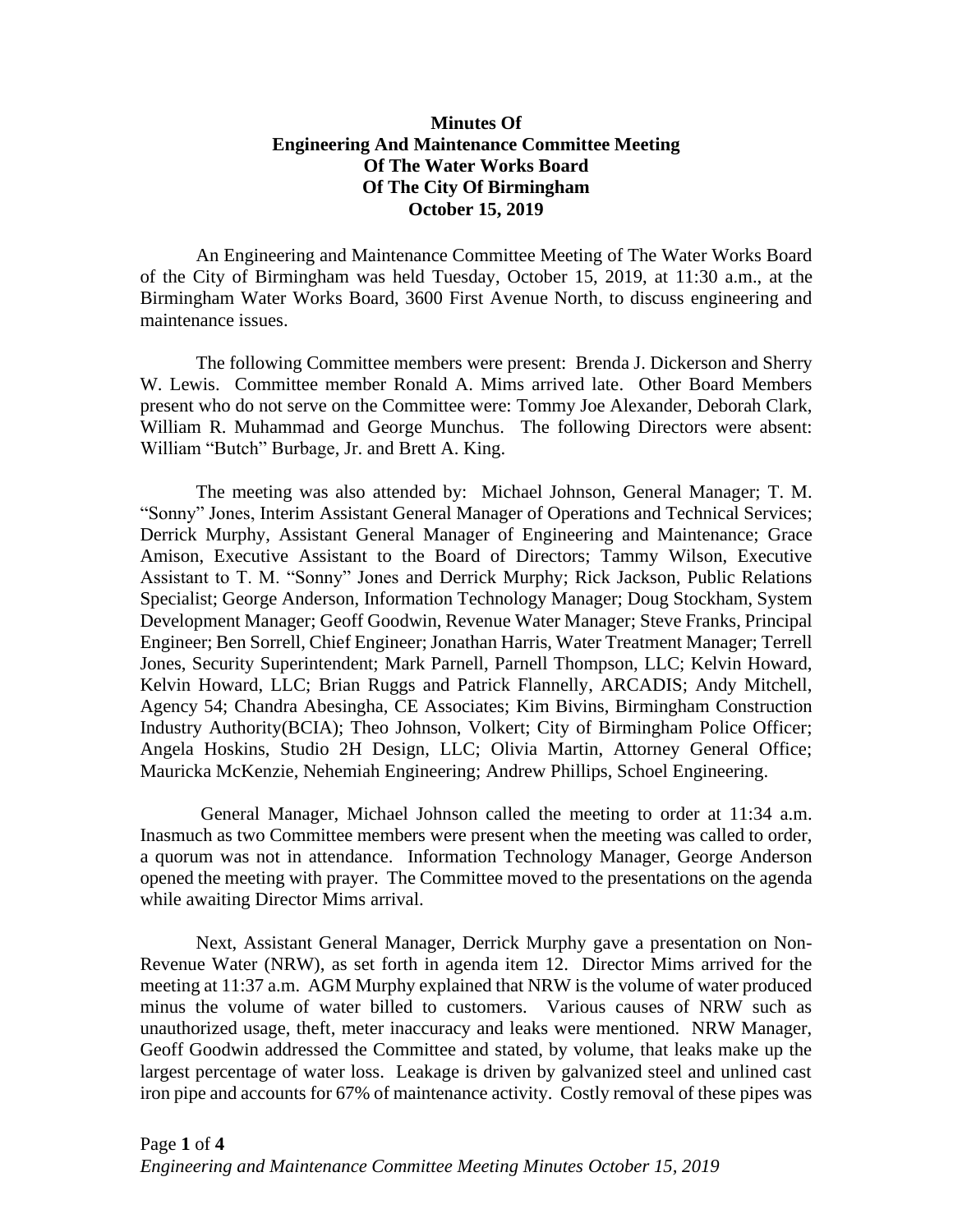# Minutes Of Engineering And Maintenance Committee Meeting Of The Water Works Board Of The City Of Birmingham October 15, 2019

An Engineering and Maintenance Committee Meeting of The Water Works Board of the City of Birmingham was held Tuesday, October 15, 2019, at 11:30 a.m., at the Birmingham Water Works Board, 3600 First Avenue North, to discuss engineering and maintenance issues.

The following Committee members were present: Brenda J. Dickerson and Sherry W. Lewis. Committee member Ronald A. Mims arrived late. Other Board Members present who do not serve on the Committee were: Tommy Joe Alexander, Deborah Clark, William R. Muhammad and George Munchus. The following Directors were absent: William "Butch" Burbage, Jr. and Brett A. King.

The meeting was also attended by: Michael Johnson, General Manager; T. M. "Sonny" Jones, Interim Assistant General Manager of Operations and Technical Services; Derrick Murphy, Assistant General Manager of Engineering and Maintenance; Grace Amison, Executive Assistant to the Board of Directors; Tammy Wilson, Executive Assistant to T. M. "Sonny" Jones and Derrick Murphy; Rick Jackson, Public Relations Specialist; George Anderson, Information Technology Manager; Doug Stockham, System Development Manager; Geoff Goodwin, Revenue Water Manager; Steve Franks, Principal Engineer; Ben Sorrell, Chief Engineer; Jonathan Harris, Water Treatment Manager; Terrell Jones, Security Superintendent; Mark Parnell, Parnell Thompson, LLC; Kelvin Howard, Kelvin Howard, LLC; Brian Ruggs and Patrick Flannelly, ARCADIS; Andy Mitchell, Agency 54; Chandra Abesingha, CE Associates; Kim Bivins, Birmingham Construction Industry Authority(BCIA); Theo Johnson, Volkert; City of Birmingham Police Officer; Angela Hoskins, Studio 2H Design, LLC; Olivia Martin, Attorney General Office; Mauricka McKenzie, Nehemiah Engineering; Andrew Phillips, Schoel Engineering.

General Manager, Michael Johnson called the meeting to order at 11:34 a.m. Inasmuch as two Committee members were present when the meeting was called to order, a quorum was not in attendance. Information Technology Manager, George Anderson opened the meeting with prayer. The Committee moved to the presentations on the agenda while awaiting Director Mims arrival.

Next, Assistant General Manager, Derrick Murphy gave a presentation on Non-Revenue Water (NRW), as set forth in agenda item 12. Director Mims arrived for the meeting at 11:37 a.m. AGM Murphy explained that NRW is the volume of water produced minus the volume of water billed to customers. Various causes of NRW such as unauthorized usage, theft, meter inaccuracy and leaks were mentioned. NRW Manager, Geoff Goodwin addressed the Committee and stated, by volume, that leaks make up the largest percentage of water loss. Leakage is driven by galvanized steel and unlined cast iron pipe and accounts for 67% of maintenance activity. Costly removal of these pipes was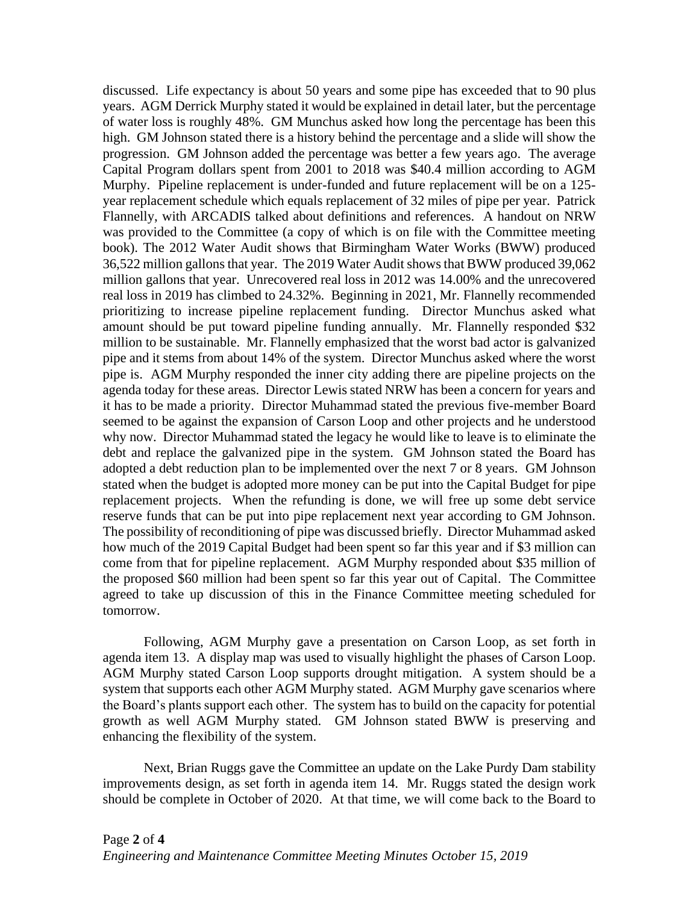discussed. Life expectancy is about 50 years and some pipe has exceeded that to 90 plus years. AGM Derrick Murphy stated it would be explained in detail later, but the percentage of water loss is roughly 48%. GM Munchus asked how long the percentage has been this high. GM Johnson stated there is a history behind the percentage and a slide will show the progression. GM Johnson added the percentage was better a few years ago. The average Capital Program dollars spent from 2001 to 2018 was $40.4 million according to AGM Murphy. Pipeline replacement is under-funded and future replacement will be on a 125-year replacement schedule which equals replacement of 32 miles of pipe per year. Patrick Flannelly, with ARCADIS talked about definitions and references. A handout on NRW was provided to the Committee (a copy of which is on file with the Committee meeting book). The 2012 Water Audit shows that Birmingham Water Works (BWW) produced 36,522 million gallons that year. The 2019 Water Audit shows that BWW produced 39,062 million gallons that year. Unrecovered real loss in 2012 was 14.00% and the unrecovered real loss in 2019 has climbed to 24.32%. Beginning in 2021, Mr. Flannelly recommended prioritizing to increase pipeline replacement funding. Director Munchus asked what amount should be put toward pipeline funding annually. Mr. Flannelly responded $32 million to be sustainable. Mr. Flannelly emphasized that the worst bad actor is galvanized pipe and it stems from about 14% of the system. Director Munchus asked where the worst pipe is. AGM Murphy responded the inner city adding there are pipeline projects on the agenda today for these areas. Director Lewis stated NRW has been a concern for years and it has to be made a priority. Director Muhammad stated the previous five-member Board seemed to be against the expansion of Carson Loop and other projects and he understood why now. Director Muhammad stated the legacy he would like to leave is to eliminate the debt and replace the galvanized pipe in the system. GM Johnson stated the Board has adopted a debt reduction plan to be implemented over the next 7 or 8 years. GM Johnson stated when the budget is adopted more money can be put into the Capital Budget for pipe replacement projects. When the refunding is done, we will free up some debt service reserve funds that can be put into pipe replacement next year according to GM Johnson. The possibility of reconditioning of pipe was discussed briefly. Director Muhammad asked how much of the 2019 Capital Budget had been spent so far this year and if $3 million can come from that for pipeline replacement. AGM Murphy responded about $35 million of the proposed $60 million had been spent so far this year out of Capital. The Committee agreed to take up discussion of this in the Finance Committee meeting scheduled for tomorrow.

Following, AGM Murphy gave a presentation on Carson Loop, as set forth in agenda item 13. A display map was used to visually highlight the phases of Carson Loop. AGM Murphy stated Carson Loop supports drought mitigation. A system should be a system that supports each other AGM Murphy stated. AGM Murphy gave scenarios where the Board's plants support each other. The system has to build on the capacity for potential growth as well AGM Murphy stated. GM Johnson stated BWW is preserving and enhancing the flexibility of the system.

Next, Brian Ruggs gave the Committee an update on the Lake Purdy Dam stability improvements design, as set forth in agenda item 14. Mr. Ruggs stated the design work should be complete in October of 2020. At that time, we will come back to the Board to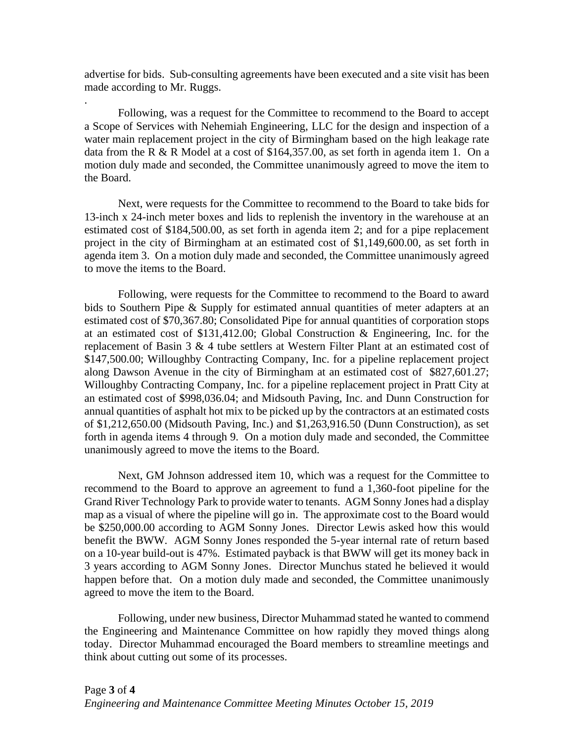advertise for bids. Sub-consulting agreements have been executed and a site visit has been made according to Mr. Ruggs.

.

Following, was a request for the Committee to recommend to the Board to accept a Scope of Services with Nehemiah Engineering, LLC for the design and inspection of a water main replacement project in the city of Birmingham based on the high leakage rate data from the R & R Model at a cost of $164,357.00, as set forth in agenda item 1. On a motion duly made and seconded, the Committee unanimously agreed to move the item to the Board.

Next, were requests for the Committee to recommend to the Board to take bids for 13-inch x 24-inch meter boxes and lids to replenish the inventory in the warehouse at an estimated cost of $184,500.00, as set forth in agenda item 2; and for a pipe replacement project in the city of Birmingham at an estimated cost of $1,149,600.00, as set forth in agenda item 3. On a motion duly made and seconded, the Committee unanimously agreed to move the items to the Board.

Following, were requests for the Committee to recommend to the Board to award bids to Southern Pipe & Supply for estimated annual quantities of meter adapters at an estimated cost of $70,367.80; Consolidated Pipe for annual quantities of corporation stops at an estimated cost of $131,412.00; Global Construction & Engineering, Inc. for the replacement of Basin 3 & 4 tube settlers at Western Filter Plant at an estimated cost of $147,500.00; Willoughby Contracting Company, Inc. for a pipeline replacement project along Dawson Avenue in the city of Birmingham at an estimated cost of $827,601.27; Willoughby Contracting Company, Inc. for a pipeline replacement project in Pratt City at an estimated cost of $998,036.04; and Midsouth Paving, Inc. and Dunn Construction for annual quantities of asphalt hot mix to be picked up by the contractors at an estimated costs of $1,212,650.00 (Midsouth Paving, Inc.) and $1,263,916.50 (Dunn Construction), as set forth in agenda items 4 through 9. On a motion duly made and seconded, the Committee unanimously agreed to move the items to the Board.

Next, GM Johnson addressed item 10, which was a request for the Committee to recommend to the Board to approve an agreement to fund a 1,360-foot pipeline for the Grand River Technology Park to provide water to tenants. AGM Sonny Jones had a display map as a visual of where the pipeline will go in. The approximate cost to the Board would be $250,000.00 according to AGM Sonny Jones. Director Lewis asked how this would benefit the BWW. AGM Sonny Jones responded the 5-year internal rate of return based on a 10-year build-out is 47%. Estimated payback is that BWW will get its money back in 3 years according to AGM Sonny Jones. Director Munchus stated he believed it would happen before that. On a motion duly made and seconded, the Committee unanimously agreed to move the item to the Board.

Following, under new business, Director Muhammad stated he wanted to commend the Engineering and Maintenance Committee on how rapidly they moved things along today. Director Muhammad encouraged the Board members to streamline meetings and think about cutting out some of its processes.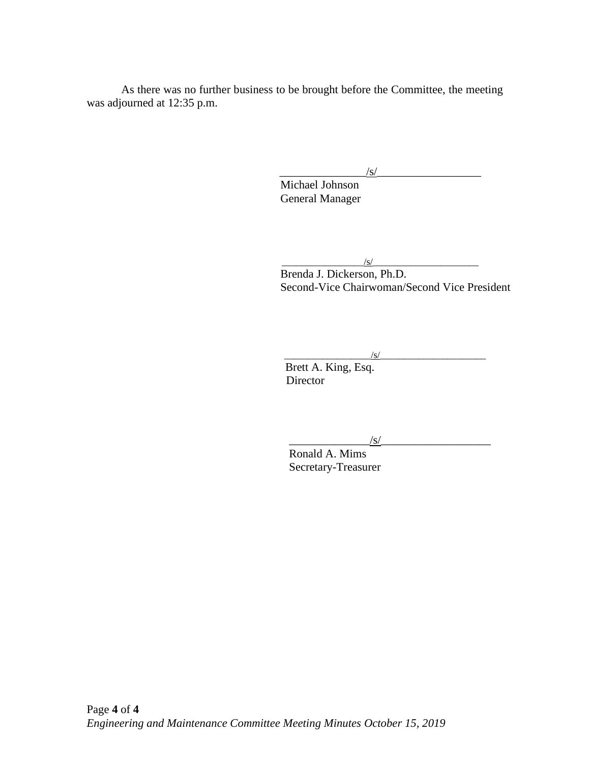As there was no further business to be brought before the Committee, the meeting was adjourned at 12:35 p.m.

_______________/s/__________________
Michael Johnson
General Manager

_______________/s/__________________
Brenda J. Dickerson, Ph.D.
Second-Vice Chairwoman/Second Vice President

_______________/s/__________________
Brett A. King, Esq.
Director

_______________/s/__________________
Ronald A. Mims
Secretary-Treasurer